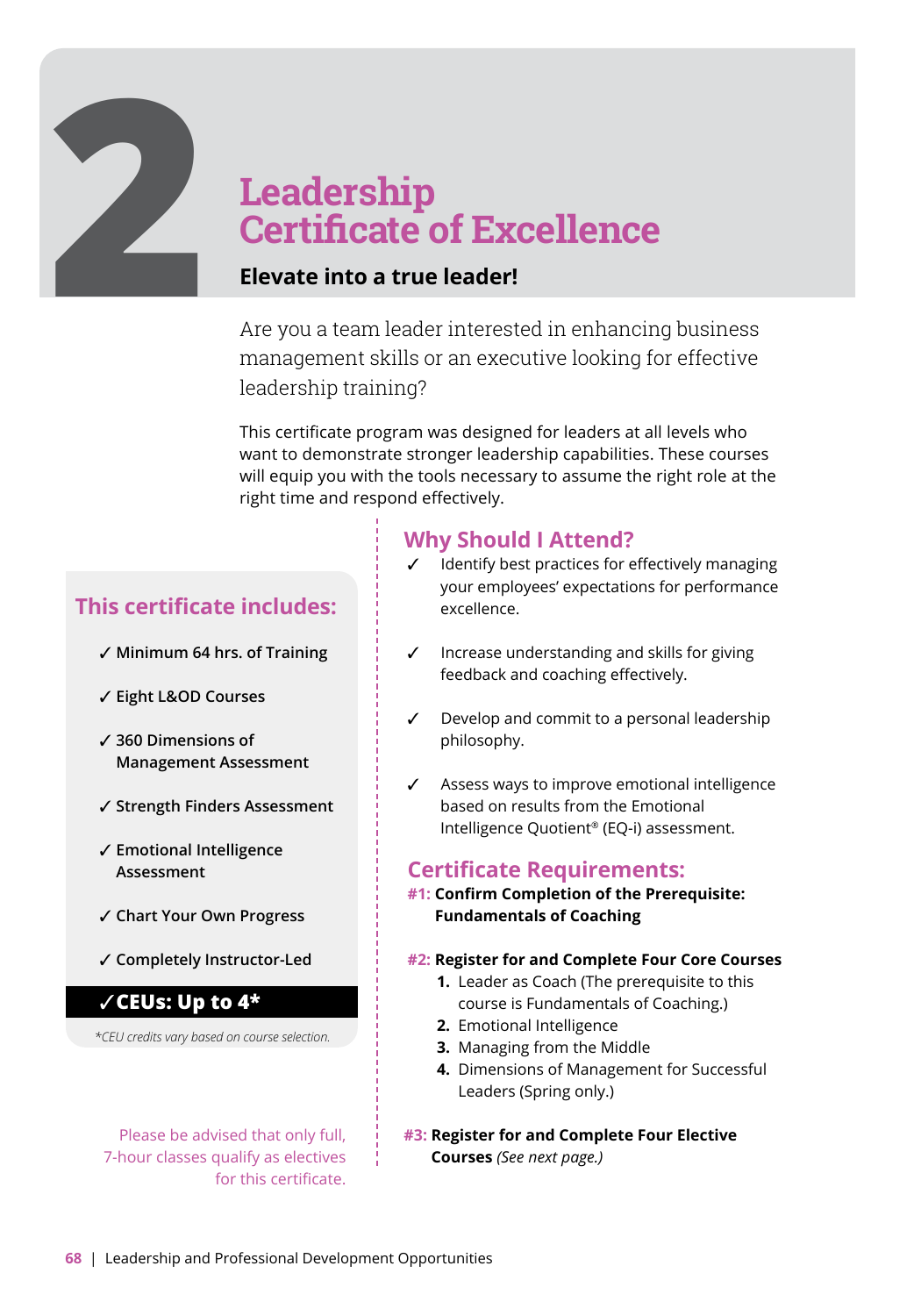# 2 Leadership Certificate of Excellence

**Elevate into a true leader!**

Are you a team leader interested in enhancing business management skills or an executive looking for effective leadership training?

This certificate program was designed for leaders at all levels who want to demonstrate stronger leadership capabilities. These courses will equip you with the tools necessary to assume the right role at the right time and respond effectively.

## This certificate includes:

- ✓ Minimum 64 hrs. of Training
- ✓ Eight L&OD Courses
- ✓ 360 Dimensions of Management Assessment
- ✓ Strength Finders Assessment
- ✓ Emotional Intelligence Assessment
- ✓ Chart Your Own Progress
- ✓ Completely Instructor-Led

**✓CEUs: Up to 4***

*CEU credits vary based on course selection.*

Please be advised that only full, 7-hour classes qualify as electives for this certificate.

## Why Should I Attend?

- ✓ Identify best practices for effectively managing your employees' expectations for performance excellence.
- ✓ Increase understanding and skills for giving feedback and coaching effectively.
- ✓ Develop and commit to a personal leadership philosophy.
- ✓ Assess ways to improve emotional intelligence based on results from the Emotional Intelligence Quotient® (EQ-i) assessment.

## Certificate Requirements:

**#1: Confirm Completion of the Prerequisite: Fundamentals of Coaching**

**#2: Register for and Complete Four Core Courses**

1. Leader as Coach (The prerequisite to this course is Fundamentals of Coaching.)
2. Emotional Intelligence
3. Managing from the Middle
4. Dimensions of Management for Successful Leaders (Spring only.)

**#3: Register for and Complete Four Elective Courses** *(See next page.)*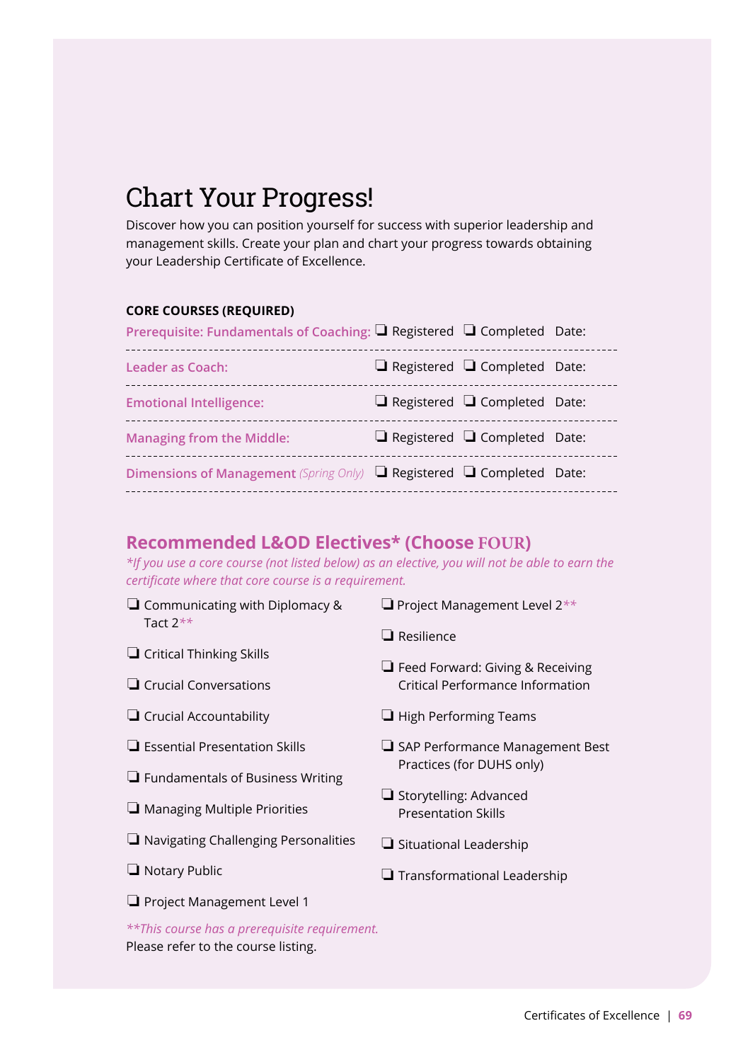# Chart Your Progress!

Discover how you can position yourself for success with superior leadership and management skills. Create your plan and chart your progress towards obtaining your Leadership Certificate of Excellence.

**CORE COURSES (REQUIRED)**

| | | | |
|---|---|---|---|
| **Prerequisite: Fundamentals of Coaching:** | ❑ Registered | ❑ Completed | Date: |
| **Leader as Coach:** | ❑ Registered | ❑ Completed | Date: |
| **Emotional Intelligence:** | ❑ Registered | ❑ Completed | Date: |
| **Managing from the Middle:** | ❑ Registered | ❑ Completed | Date: |
| **Dimensions of Management** *(Spring Only)* | ❑ Registered | ❑ Completed | Date: |

## Recommended L&OD Electives* (Choose FOUR)

*\*If you use a core course (not listed below) as an elective, you will not be able to earn the certificate where that core course is a requirement.*

- ❑ Communicating with Diplomacy & Tact 2**
- ❑ Critical Thinking Skills
- ❑ Crucial Conversations
- ❑ Crucial Accountability
- ❑ Essential Presentation Skills
- ❑ Fundamentals of Business Writing
- ❑ Managing Multiple Priorities
- ❑ Navigating Challenging Personalities
- ❑ Notary Public
- ❑ Project Management Level 1
- ❑ Project Management Level 2**
- ❑ Resilience
- ❑ Feed Forward: Giving & Receiving Critical Performance Information
- ❑ High Performing Teams
- ❑ SAP Performance Management Best Practices (for DUHS only)
- ❑ Storytelling: Advanced Presentation Skills
- ❑ Situational Leadership
- ❑ Transformational Leadership

*\*\*This course has a prerequisite requirement.*
Please refer to the course listing.